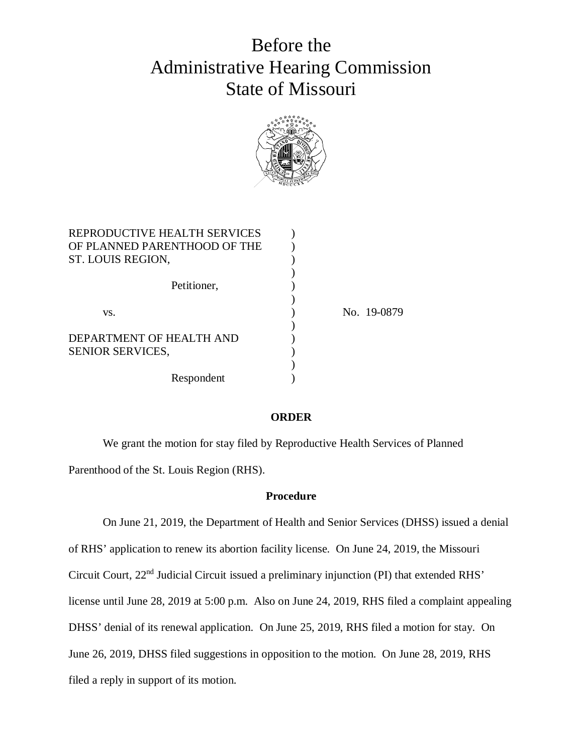# Before the Administrative Hearing Commission State of Missouri

| | | |
|---|---|---|
| REPRODUCTIVE HEALTH SERVICES OF PLANNED PARENTHOOD OF THE ST. LOUIS REGION, | ) | |
| Petitioner, | ) | |
| vs. | ) | No. 19-0879 |
| DEPARTMENT OF HEALTH AND SENIOR SERVICES, | ) | |
| Respondent | ) | |

**ORDER**

We grant the motion for stay filed by Reproductive Health Services of Planned Parenthood of the St. Louis Region (RHS).

**Procedure**

On June 21, 2019, the Department of Health and Senior Services (DHSS) issued a denial of RHS' application to renew its abortion facility license. On June 24, 2019, the Missouri Circuit Court, 22nd Judicial Circuit issued a preliminary injunction (PI) that extended RHS' license until June 28, 2019 at 5:00 p.m. Also on June 24, 2019, RHS filed a complaint appealing DHSS' denial of its renewal application. On June 25, 2019, RHS filed a motion for stay. On June 26, 2019, DHSS filed suggestions in opposition to the motion. On June 28, 2019, RHS filed a reply in support of its motion.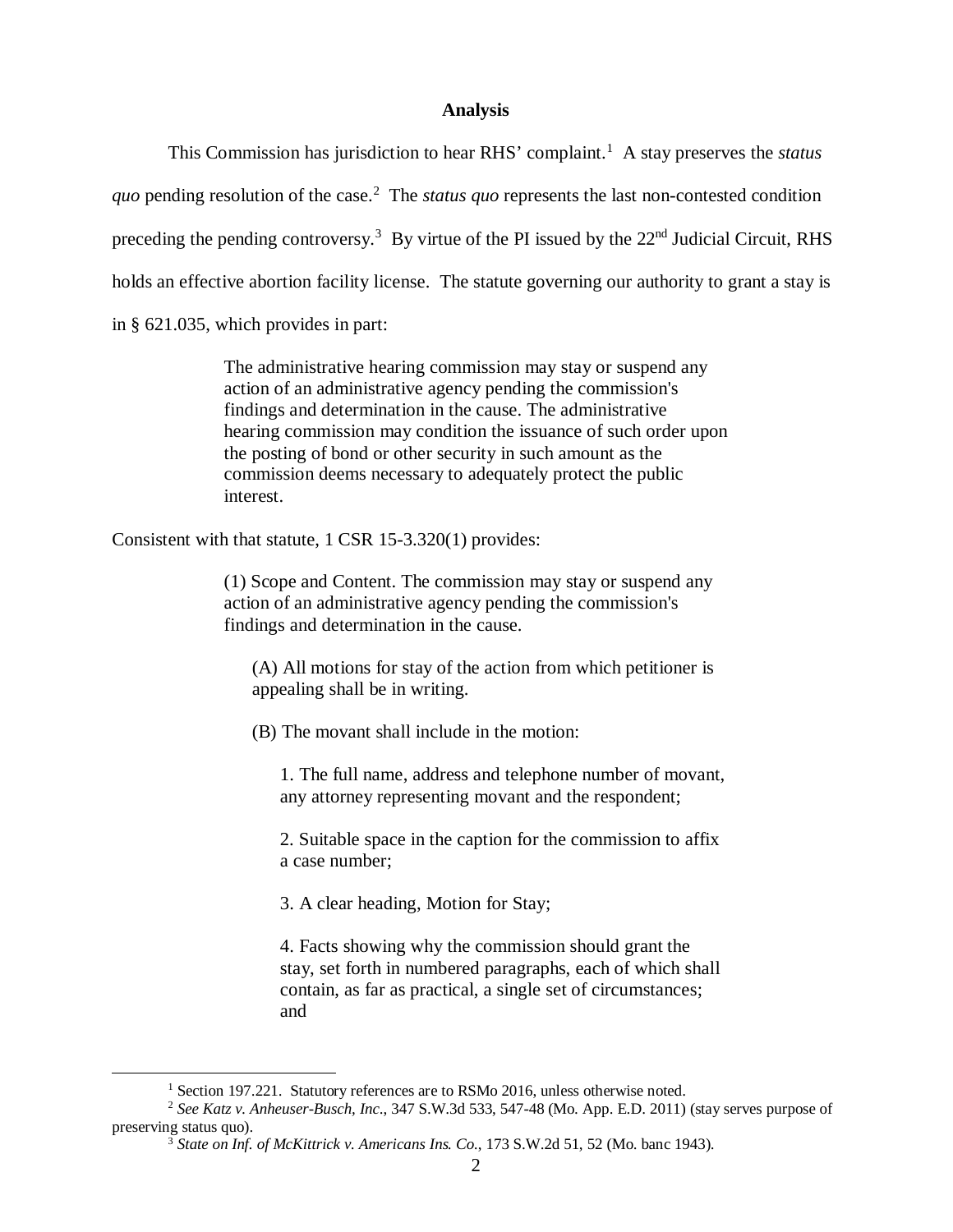**Analysis**

This Commission has jurisdiction to hear RHS' complaint.[1] A stay preserves the *status quo* pending resolution of the case.[2] The *status quo* represents the last non-contested condition preceding the pending controversy.[3] By virtue of the PI issued by the 22nd Judicial Circuit, RHS holds an effective abortion facility license. The statute governing our authority to grant a stay is in § 621.035, which provides in part:

> The administrative hearing commission may stay or suspend any action of an administrative agency pending the commission's findings and determination in the cause. The administrative hearing commission may condition the issuance of such order upon the posting of bond or other security in such amount as the commission deems necessary to adequately protect the public interest.

Consistent with that statute, 1 CSR 15-3.320(1) provides:

> (1) Scope and Content. The commission may stay or suspend any action of an administrative agency pending the commission's findings and determination in the cause.
>
> (A) All motions for stay of the action from which petitioner is appealing shall be in writing.
>
> (B) The movant shall include in the motion:
>
> 1. The full name, address and telephone number of movant, any attorney representing movant and the respondent;
>
> 2. Suitable space in the caption for the commission to affix a case number;
>
> 3. A clear heading, Motion for Stay;
>
> 4. Facts showing why the commission should grant the stay, set forth in numbered paragraphs, each of which shall contain, as far as practical, a single set of circumstances; and

---

[1] Section 197.221. Statutory references are to RSMo 2016, unless otherwise noted.

[2] *See Katz v. Anheuser-Busch, Inc.*, 347 S.W.3d 533, 547-48 (Mo. App. E.D. 2011) (stay serves purpose of preserving status quo).

[3] *State on Inf. of McKittrick v. Americans Ins. Co.*, 173 S.W.2d 51, 52 (Mo. banc 1943).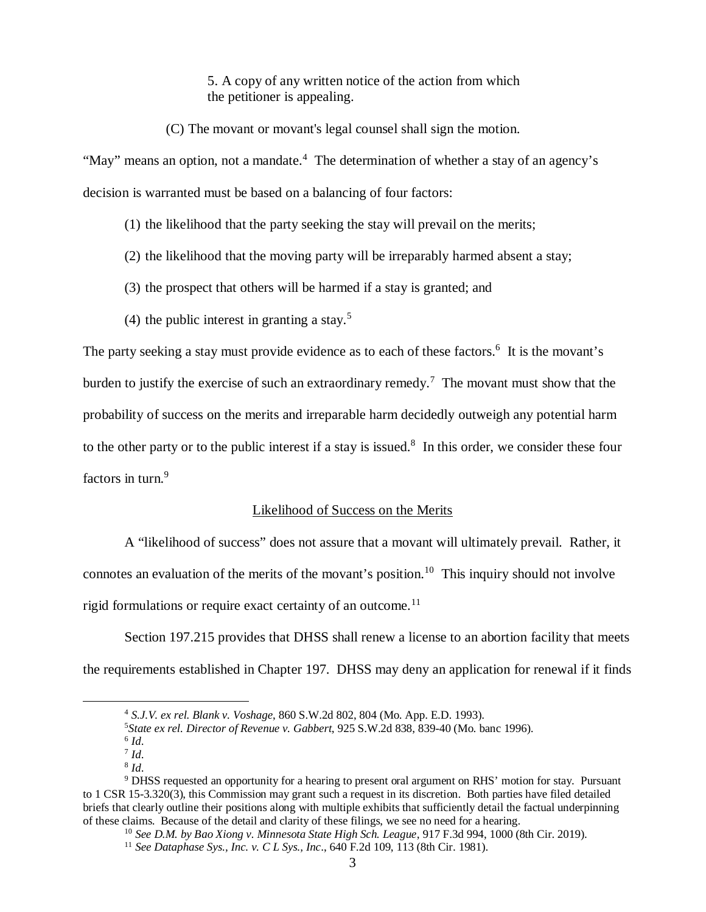5. A copy of any written notice of the action from which the petitioner is appealing.

(C) The movant or movant's legal counsel shall sign the motion.

"May" means an option, not a mandate.[4] The determination of whether a stay of an agency's decision is warranted must be based on a balancing of four factors:

(1) the likelihood that the party seeking the stay will prevail on the merits;

(2) the likelihood that the moving party will be irreparably harmed absent a stay;

(3) the prospect that others will be harmed if a stay is granted; and

(4) the public interest in granting a stay.[5]

The party seeking a stay must provide evidence as to each of these factors.[6] It is the movant's burden to justify the exercise of such an extraordinary remedy.[7] The movant must show that the probability of success on the merits and irreparable harm decidedly outweigh any potential harm to the other party or to the public interest if a stay is issued.[8] In this order, we consider these four factors in turn.[9]

<u>Likelihood of Success on the Merits</u>

A "likelihood of success" does not assure that a movant will ultimately prevail. Rather, it connotes an evaluation of the merits of the movant's position.[10] This inquiry should not involve rigid formulations or require exact certainty of an outcome.[11]

Section 197.215 provides that DHSS shall renew a license to an abortion facility that meets the requirements established in Chapter 197. DHSS may deny an application for renewal if it finds

---

[4] *S.J.V. ex rel. Blank v. Voshage*, 860 S.W.2d 802, 804 (Mo. App. E.D. 1993).

[5] *State ex rel. Director of Revenue v. Gabbert*, 925 S.W.2d 838, 839-40 (Mo. banc 1996).

[6] *Id*.

[7] *Id*.

[8] *Id*.

[9] DHSS requested an opportunity for a hearing to present oral argument on RHS' motion for stay. Pursuant to 1 CSR 15-3.320(3), this Commission may grant such a request in its discretion. Both parties have filed detailed briefs that clearly outline their positions along with multiple exhibits that sufficiently detail the factual underpinning of these claims. Because of the detail and clarity of these filings, we see no need for a hearing.

[10] *See D.M. by Bao Xiong v. Minnesota State High Sch. League*, 917 F.3d 994, 1000 (8th Cir. 2019).

[11] *See Dataphase Sys., Inc. v. C L Sys., Inc*., 640 F.2d 109, 113 (8th Cir. 1981).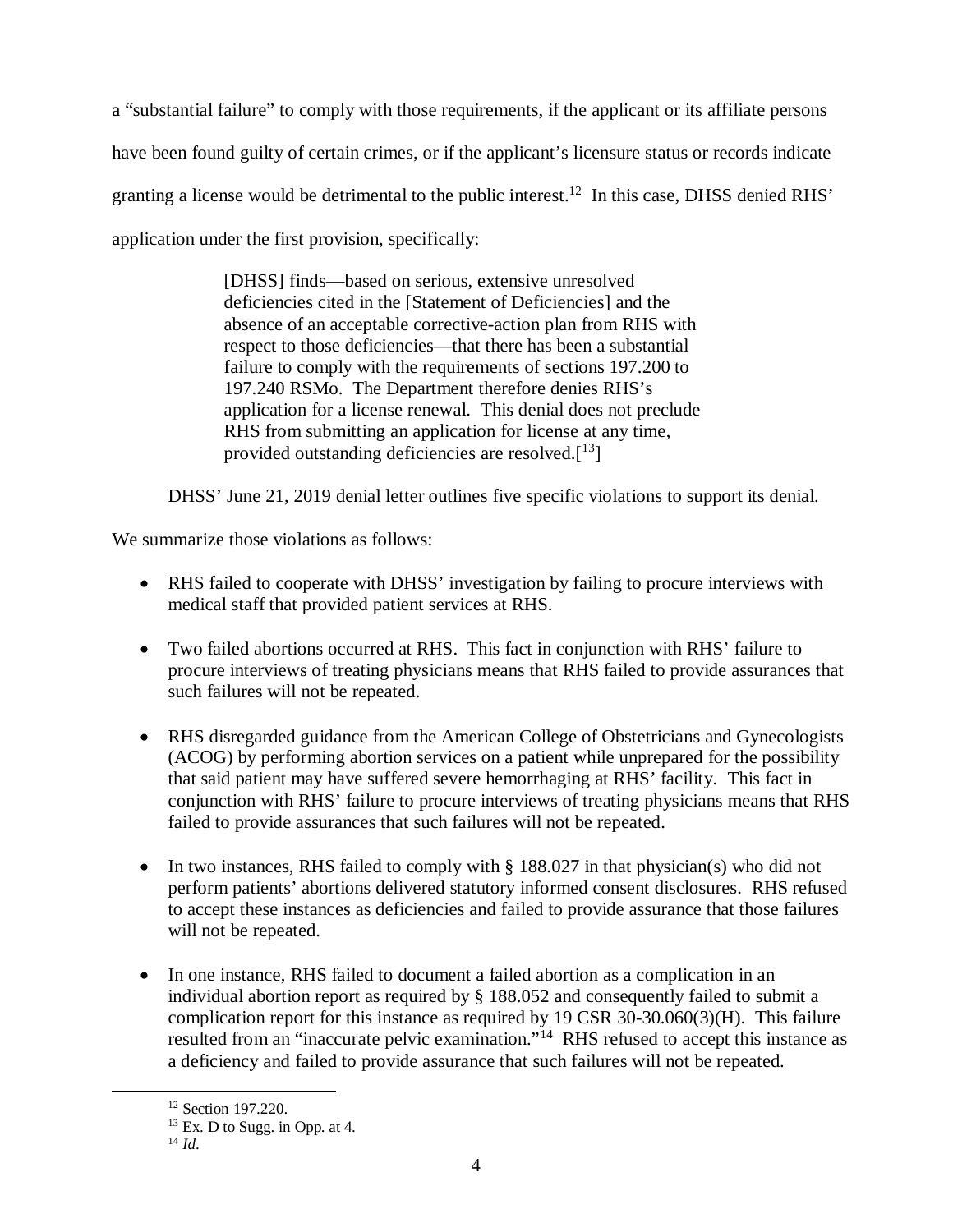a "substantial failure" to comply with those requirements, if the applicant or its affiliate persons have been found guilty of certain crimes, or if the applicant's licensure status or records indicate granting a license would be detrimental to the public interest.[12] In this case, DHSS denied RHS' application under the first provision, specifically:

> [DHSS] finds—based on serious, extensive unresolved deficiencies cited in the [Statement of Deficiencies] and the absence of an acceptable corrective-action plan from RHS with respect to those deficiencies—that there has been a substantial failure to comply with the requirements of sections 197.200 to 197.240 RSMo. The Department therefore denies RHS's application for a license renewal. This denial does not preclude RHS from submitting an application for license at any time, provided outstanding deficiencies are resolved.[[13]]

DHSS' June 21, 2019 denial letter outlines five specific violations to support its denial.

We summarize those violations as follows:

- RHS failed to cooperate with DHSS' investigation by failing to procure interviews with medical staff that provided patient services at RHS.
- Two failed abortions occurred at RHS. This fact in conjunction with RHS' failure to procure interviews of treating physicians means that RHS failed to provide assurances that such failures will not be repeated.
- RHS disregarded guidance from the American College of Obstetricians and Gynecologists (ACOG) by performing abortion services on a patient while unprepared for the possibility that said patient may have suffered severe hemorrhaging at RHS' facility. This fact in conjunction with RHS' failure to procure interviews of treating physicians means that RHS failed to provide assurances that such failures will not be repeated.
- In two instances, RHS failed to comply with § 188.027 in that physician(s) who did not perform patients' abortions delivered statutory informed consent disclosures. RHS refused to accept these instances as deficiencies and failed to provide assurance that those failures will not be repeated.
- In one instance, RHS failed to document a failed abortion as a complication in an individual abortion report as required by § 188.052 and consequently failed to submit a complication report for this instance as required by 19 CSR 30-30.060(3)(H). This failure resulted from an "inaccurate pelvic examination."[14] RHS refused to accept this instance as a deficiency and failed to provide assurance that such failures will not be repeated.

---

[12] Section 197.220.

[13] Ex. D to Sugg. in Opp. at 4.

[14] *Id*.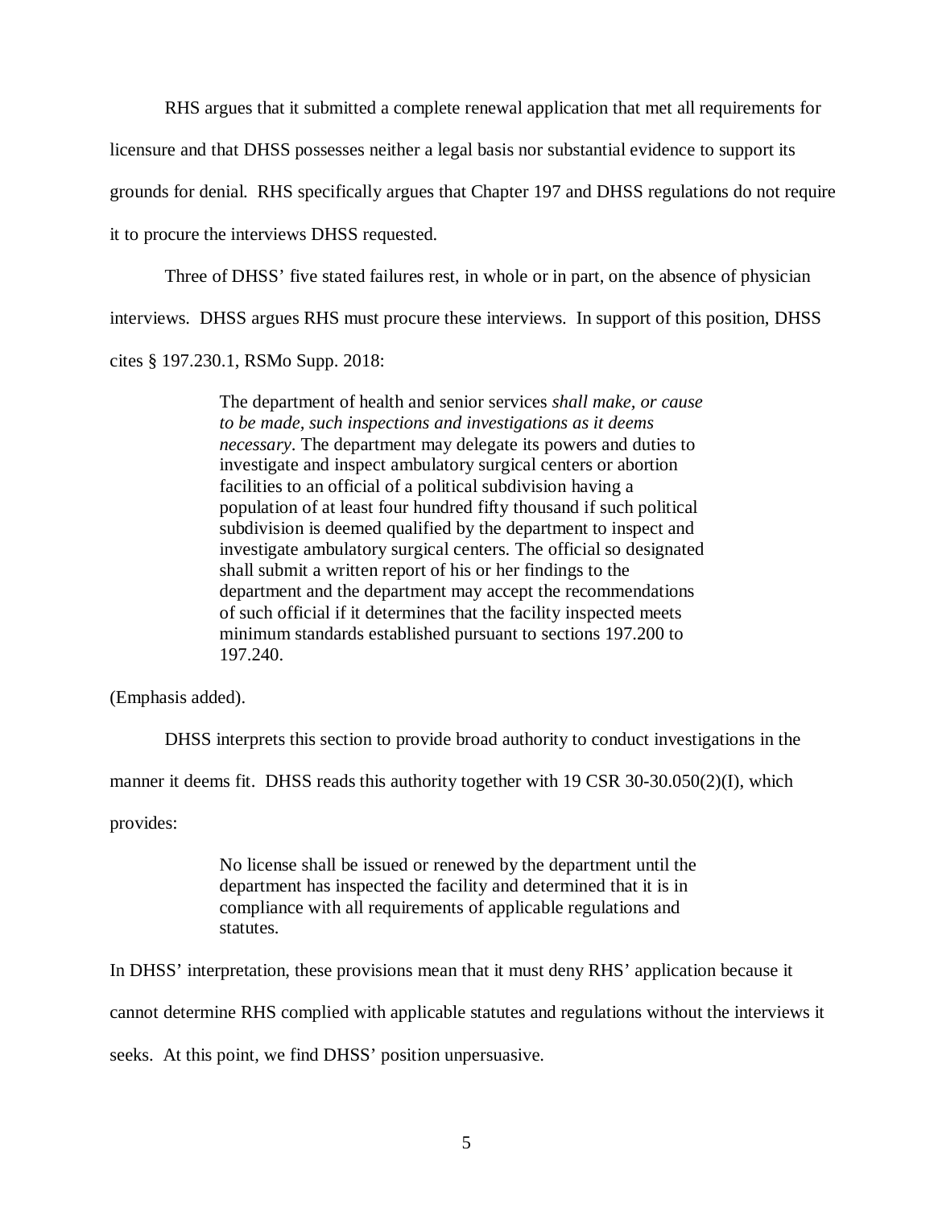RHS argues that it submitted a complete renewal application that met all requirements for licensure and that DHSS possesses neither a legal basis nor substantial evidence to support its grounds for denial. RHS specifically argues that Chapter 197 and DHSS regulations do not require it to procure the interviews DHSS requested.

Three of DHSS' five stated failures rest, in whole or in part, on the absence of physician interviews. DHSS argues RHS must procure these interviews. In support of this position, DHSS cites § 197.230.1, RSMo Supp. 2018:

> The department of health and senior services *shall make, or cause to be made, such inspections and investigations as it deems necessary*. The department may delegate its powers and duties to investigate and inspect ambulatory surgical centers or abortion facilities to an official of a political subdivision having a population of at least four hundred fifty thousand if such political subdivision is deemed qualified by the department to inspect and investigate ambulatory surgical centers. The official so designated shall submit a written report of his or her findings to the department and the department may accept the recommendations of such official if it determines that the facility inspected meets minimum standards established pursuant to sections 197.200 to 197.240.

(Emphasis added).

DHSS interprets this section to provide broad authority to conduct investigations in the manner it deems fit. DHSS reads this authority together with 19 CSR 30-30.050(2)(I), which provides:

> No license shall be issued or renewed by the department until the department has inspected the facility and determined that it is in compliance with all requirements of applicable regulations and statutes.

In DHSS' interpretation, these provisions mean that it must deny RHS' application because it cannot determine RHS complied with applicable statutes and regulations without the interviews it seeks. At this point, we find DHSS' position unpersuasive.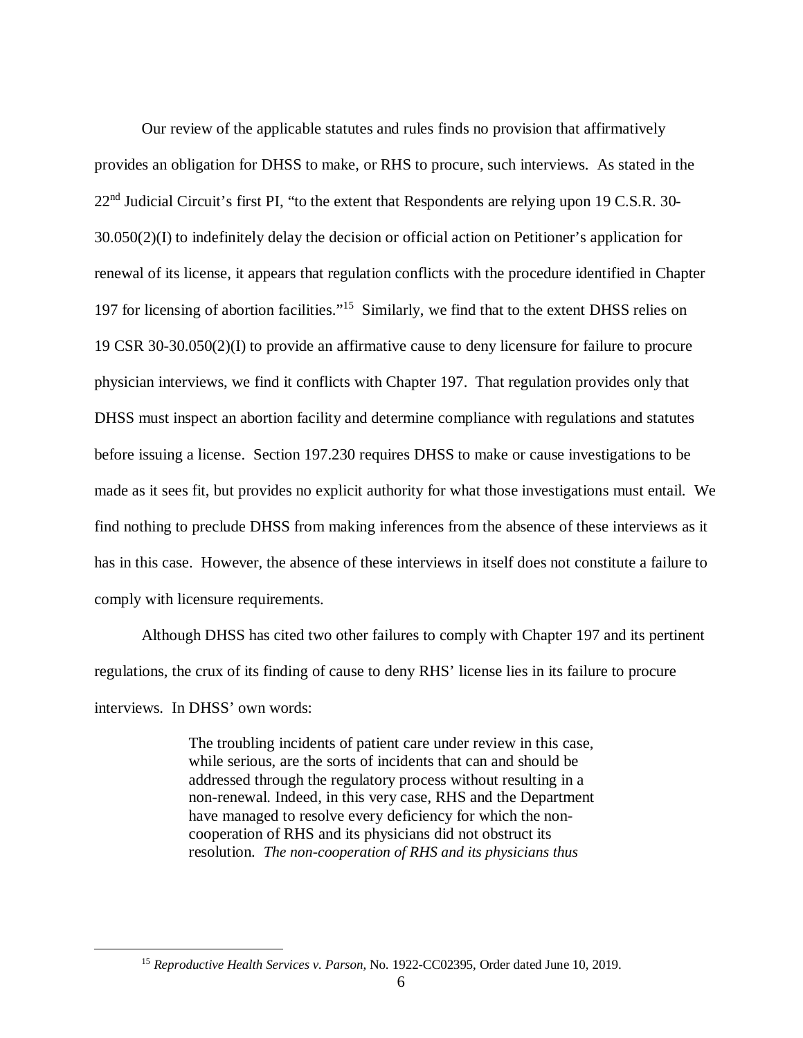Our review of the applicable statutes and rules finds no provision that affirmatively provides an obligation for DHSS to make, or RHS to procure, such interviews. As stated in the 22nd Judicial Circuit's first PI, "to the extent that Respondents are relying upon 19 C.S.R. 30-30.050(2)(I) to indefinitely delay the decision or official action on Petitioner's application for renewal of its license, it appears that regulation conflicts with the procedure identified in Chapter 197 for licensing of abortion facilities."[15] Similarly, we find that to the extent DHSS relies on 19 CSR 30-30.050(2)(I) to provide an affirmative cause to deny licensure for failure to procure physician interviews, we find it conflicts with Chapter 197. That regulation provides only that DHSS must inspect an abortion facility and determine compliance with regulations and statutes before issuing a license. Section 197.230 requires DHSS to make or cause investigations to be made as it sees fit, but provides no explicit authority for what those investigations must entail. We find nothing to preclude DHSS from making inferences from the absence of these interviews as it has in this case. However, the absence of these interviews in itself does not constitute a failure to comply with licensure requirements.

Although DHSS has cited two other failures to comply with Chapter 197 and its pertinent regulations, the crux of its finding of cause to deny RHS' license lies in its failure to procure interviews. In DHSS' own words:

> The troubling incidents of patient care under review in this case, while serious, are the sorts of incidents that can and should be addressed through the regulatory process without resulting in a non-renewal. Indeed, in this very case, RHS and the Department have managed to resolve every deficiency for which the non-cooperation of RHS and its physicians did not obstruct its resolution. *The non-cooperation of RHS and its physicians thus*

[15] *Reproductive Health Services v. Parson*, No. 1922-CC02395, Order dated June 10, 2019.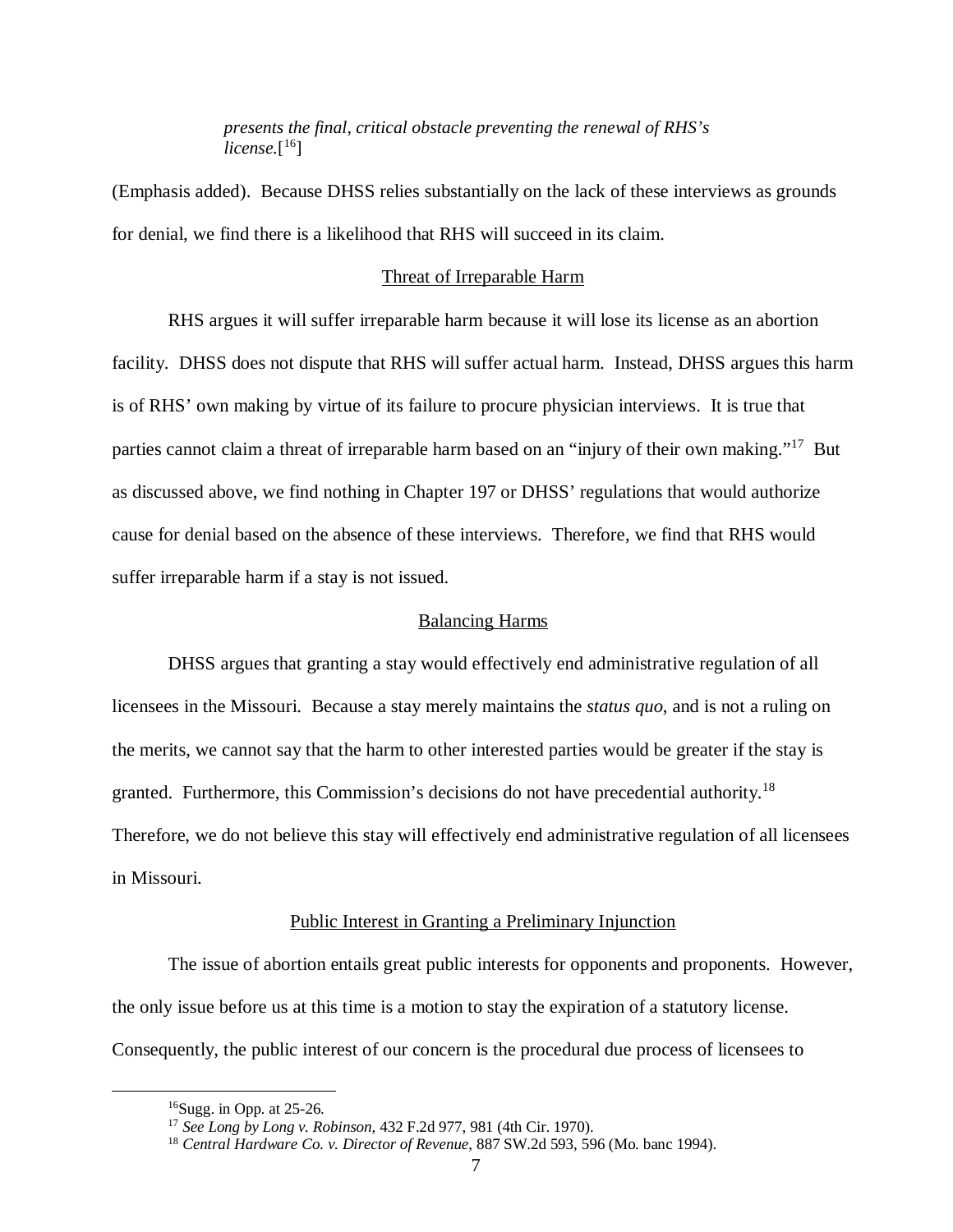> *presents the final, critical obstacle preventing the renewal of RHS's license.*[16]

(Emphasis added). Because DHSS relies substantially on the lack of these interviews as grounds for denial, we find there is a likelihood that RHS will succeed in its claim.

Threat of Irreparable Harm

RHS argues it will suffer irreparable harm because it will lose its license as an abortion facility. DHSS does not dispute that RHS will suffer actual harm. Instead, DHSS argues this harm is of RHS' own making by virtue of its failure to procure physician interviews. It is true that parties cannot claim a threat of irreparable harm based on an "injury of their own making."[17] But as discussed above, we find nothing in Chapter 197 or DHSS' regulations that would authorize cause for denial based on the absence of these interviews. Therefore, we find that RHS would suffer irreparable harm if a stay is not issued.

Balancing Harms

DHSS argues that granting a stay would effectively end administrative regulation of all licensees in the Missouri. Because a stay merely maintains the *status quo*, and is not a ruling on the merits, we cannot say that the harm to other interested parties would be greater if the stay is granted. Furthermore, this Commission's decisions do not have precedential authority.[18] Therefore, we do not believe this stay will effectively end administrative regulation of all licensees in Missouri.

Public Interest in Granting a Preliminary Injunction

The issue of abortion entails great public interests for opponents and proponents. However, the only issue before us at this time is a motion to stay the expiration of a statutory license. Consequently, the public interest of our concern is the procedural due process of licensees to

---

[16]Sugg. in Opp. at 25-26.

[17] *See Long by Long v. Robinson*, 432 F.2d 977, 981 (4th Cir. 1970).

[18] *Central Hardware Co. v. Director of Revenue*, 887 SW.2d 593, 596 (Mo. banc 1994).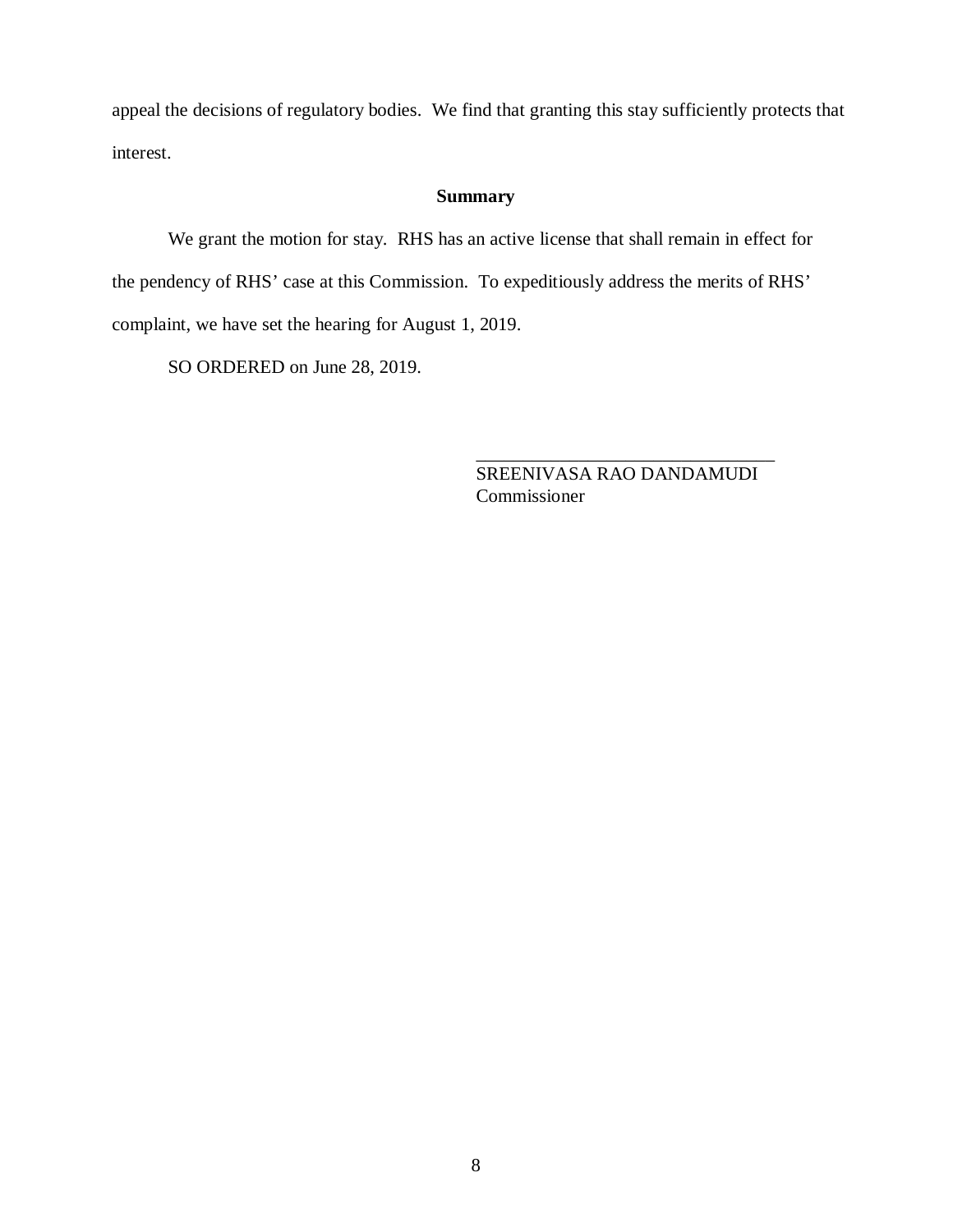appeal the decisions of regulatory bodies. We find that granting this stay sufficiently protects that interest.

**Summary**

We grant the motion for stay. RHS has an active license that shall remain in effect for the pendency of RHS' case at this Commission. To expeditiously address the merits of RHS' complaint, we have set the hearing for August 1, 2019.

SO ORDERED on June 28, 2019.

\_\_\_\_\_\_\_\_\_\_\_\_\_\_\_\_\_\_\_\_\_\_\_\_\_\_\_\_\_\_\_\_
SREENIVASA RAO DANDAMUDI
Commissioner